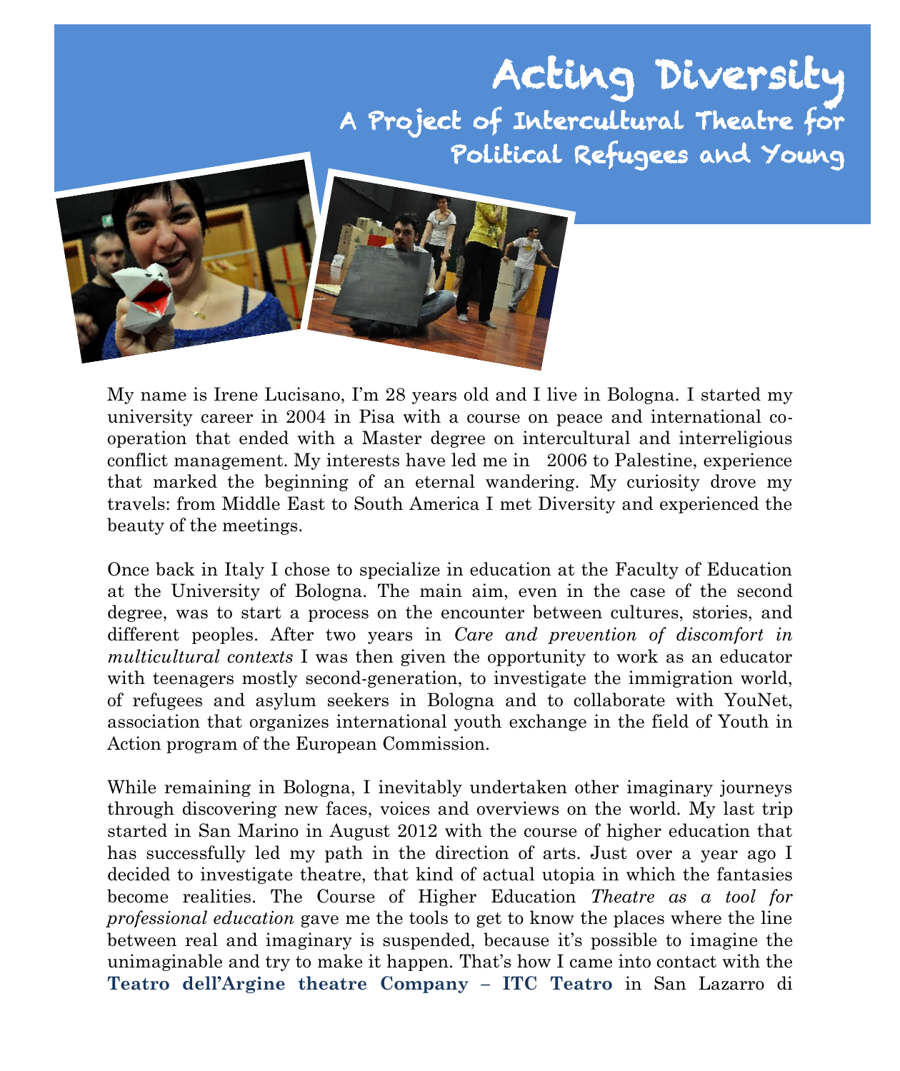# Acting Diversity

## A Project of Intercultural Theatre for Political Refugees and Young

My name is Irene Lucisano, I'm 28 years old and I live in Bologna. I started my university career in 2004 in Pisa with a course on peace and international co-operation that ended with a Master degree on intercultural and interreligious conflict management. My interests have led me in 2006 to Palestine, experience that marked the beginning of an eternal wandering. My curiosity drove my travels: from Middle East to South America I met Diversity and experienced the beauty of the meetings.

Once back in Italy I chose to specialize in education at the Faculty of Education at the University of Bologna. The main aim, even in the case of the second degree, was to start a process on the encounter between cultures, stories, and different peoples. After two years in *Care and prevention of discomfort in multicultural contexts* I was then given the opportunity to work as an educator with teenagers mostly second-generation, to investigate the immigration world, of refugees and asylum seekers in Bologna and to collaborate with YouNet, association that organizes international youth exchange in the field of Youth in Action program of the European Commission.

While remaining in Bologna, I inevitably undertaken other imaginary journeys through discovering new faces, voices and overviews on the world. My last trip started in San Marino in August 2012 with the course of higher education that has successfully led my path in the direction of arts. Just over a year ago I decided to investigate theatre, that kind of actual utopia in which the fantasies become realities. The Course of Higher Education *Theatre as a tool for professional education* gave me the tools to get to know the places where the line between real and imaginary is suspended, because it's possible to imagine the unimaginable and try to make it happen. That's how I came into contact with the **Teatro dell'Argine theatre Company – ITC Teatro** in San Lazzaro di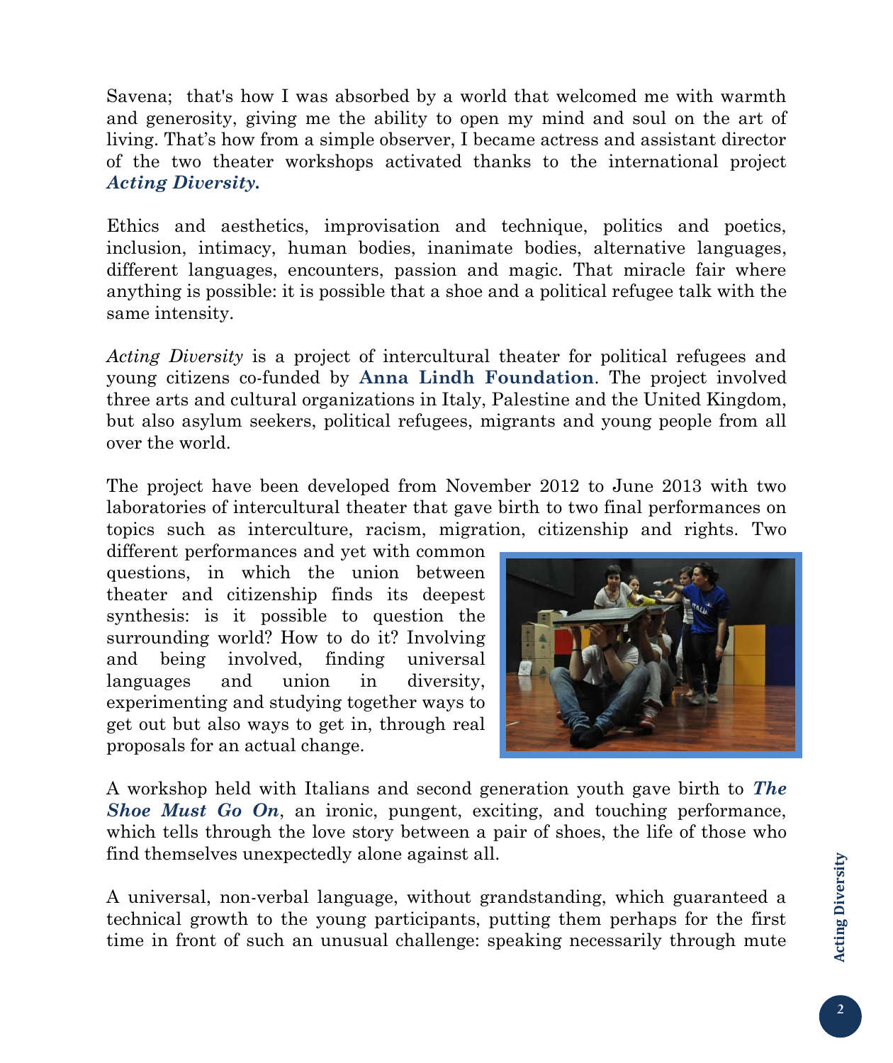Savena; that's how I was absorbed by a world that welcomed me with warmth and generosity, giving me the ability to open my mind and soul on the art of living. That's how from a simple observer, I became actress and assistant director of the two theater workshops activated thanks to the international project ***Acting Diversity.***

Ethics and aesthetics, improvisation and technique, politics and poetics, inclusion, intimacy, human bodies, inanimate bodies, alternative languages, different languages, encounters, passion and magic. That miracle fair where anything is possible: it is possible that a shoe and a political refugee talk with the same intensity.

*Acting Diversity* is a project of intercultural theater for political refugees and young citizens co-funded by **Anna Lindh Foundation**. The project involved three arts and cultural organizations in Italy, Palestine and the United Kingdom, but also asylum seekers, political refugees, migrants and young people from all over the world.

The project have been developed from November 2012 to June 2013 with two laboratories of intercultural theater that gave birth to two final performances on topics such as interculture, racism, migration, citizenship and rights. Two different performances and yet with common questions, in which the union between theater and citizenship finds its deepest synthesis: is it possible to question the surrounding world? How to do it? Involving and being involved, finding universal languages and union in diversity, experimenting and studying together ways to get out but also ways to get in, through real proposals for an actual change.

A workshop held with Italians and second generation youth gave birth to ***The Shoe Must Go On***, an ironic, pungent, exciting, and touching performance, which tells through the love story between a pair of shoes, the life of those who find themselves unexpectedly alone against all.

A universal, non-verbal language, without grandstanding, which guaranteed a technical growth to the young participants, putting them perhaps for the first time in front of such an unusual challenge: speaking necessarily through mute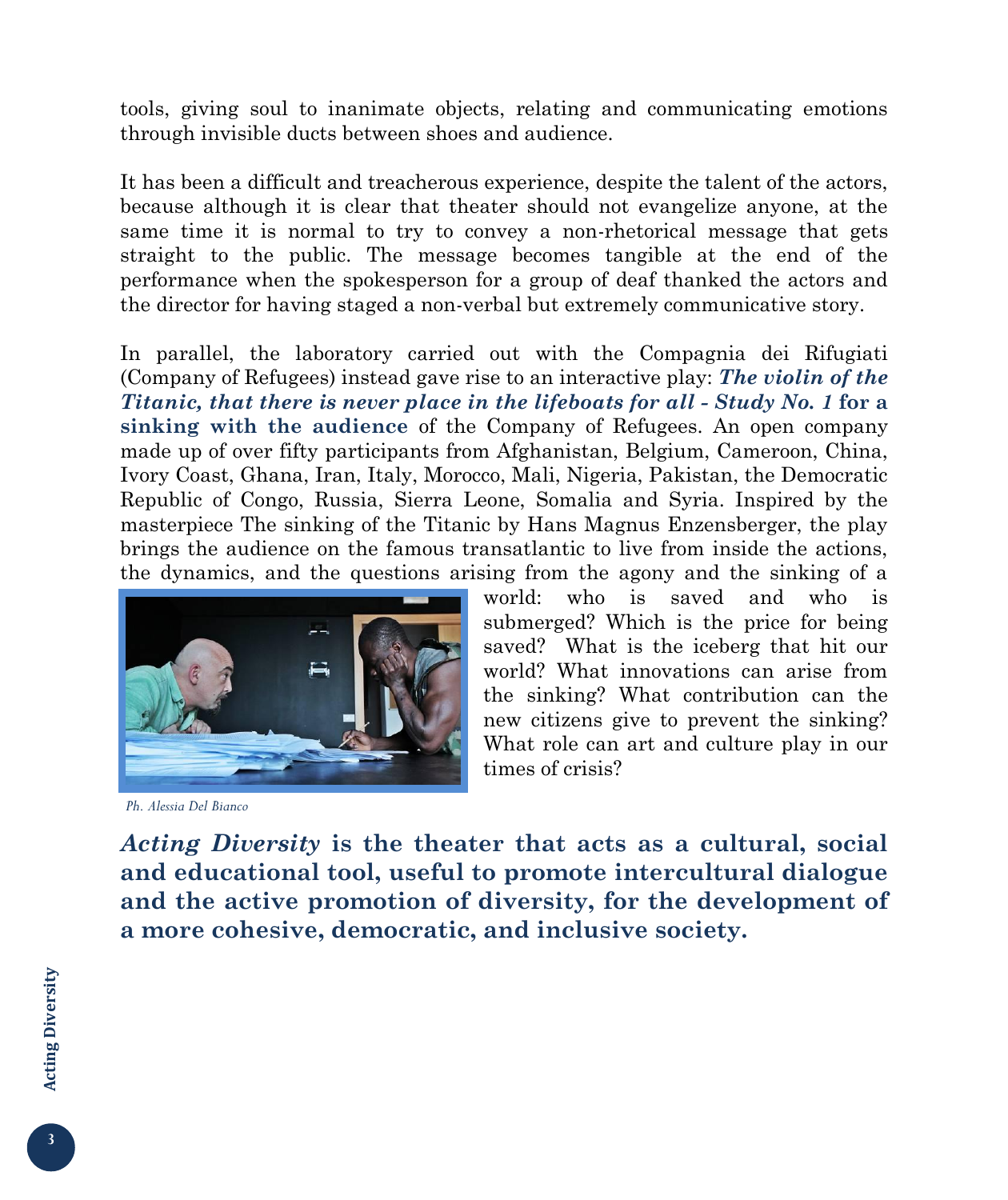tools, giving soul to inanimate objects, relating and communicating emotions through invisible ducts between shoes and audience.

It has been a difficult and treacherous experience, despite the talent of the actors, because although it is clear that theater should not evangelize anyone, at the same time it is normal to try to convey a non-rhetorical message that gets straight to the public. The message becomes tangible at the end of the performance when the spokesperson for a group of deaf thanked the actors and the director for having staged a non-verbal but extremely communicative story.

In parallel, the laboratory carried out with the Compagnia dei Rifugiati (Company of Refugees) instead gave rise to an interactive play: ***The violin of the Titanic, that there is never place in the lifeboats for all - Study No. 1* for a sinking with the audience** of the Company of Refugees. An open company made up of over fifty participants from Afghanistan, Belgium, Cameroon, China, Ivory Coast, Ghana, Iran, Italy, Morocco, Mali, Nigeria, Pakistan, the Democratic Republic of Congo, Russia, Sierra Leone, Somalia and Syria. Inspired by the masterpiece The sinking of the Titanic by Hans Magnus Enzensberger, the play brings the audience on the famous transatlantic to live from inside the actions, the dynamics, and the questions arising from the agony and the sinking of a world: who is saved and who is submerged? Which is the price for being saved? What is the iceberg that hit our world? What innovations can arise from the sinking? What contribution can the new citizens give to prevent the sinking? What role can art and culture play in our times of crisis?

*Ph. Alessia Del Bianco*

***Acting Diversity* is the theater that acts as a cultural, social and educational tool, useful to promote intercultural dialogue and the active promotion of diversity, for the development of a more cohesive, democratic, and inclusive society.**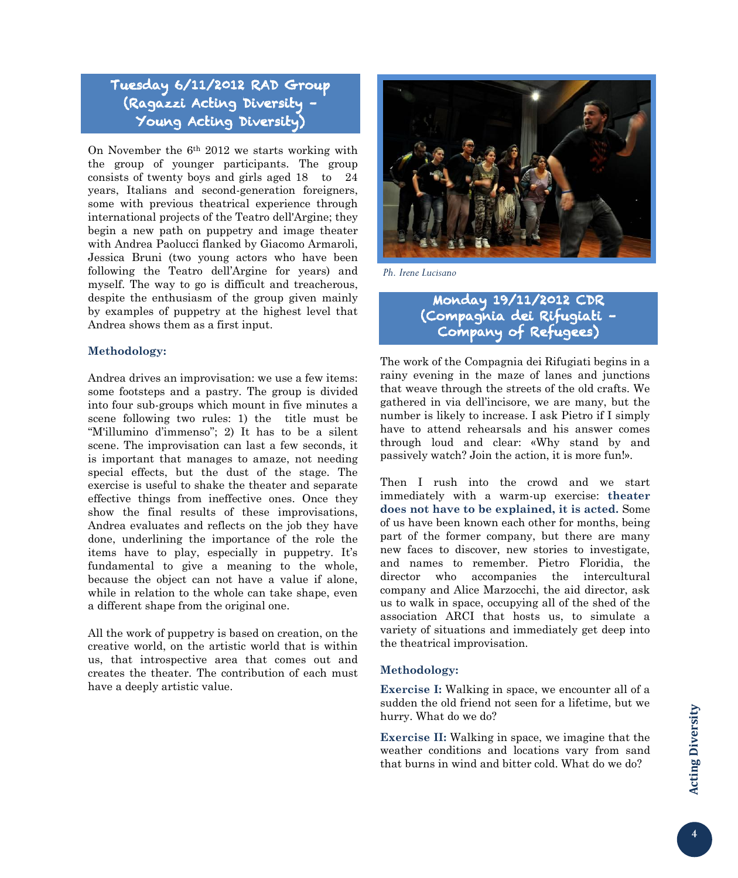## Tuesday 6/11/2012 RAD Group (Ragazzi Acting Diversity – Young Acting Diversity)

On November the 6th 2012 we starts working with the group of younger participants. The group consists of twenty boys and girls aged 18 to 24 years, Italians and second-generation foreigners, some with previous theatrical experience through international projects of the Teatro dell'Argine; they begin a new path on puppetry and image theater with Andrea Paolucci flanked by Giacomo Armaroli, Jessica Bruni (two young actors who have been following the Teatro dell'Argine for years) and myself. The way to go is difficult and treacherous, despite the enthusiasm of the group given mainly by examples of puppetry at the highest level that Andrea shows them as a first input.

**Methodology:**

Andrea drives an improvisation: we use a few items: some footsteps and a pastry. The group is divided into four sub-groups which mount in five minutes a scene following two rules: 1) the title must be "M'illumino d'immenso"; 2) It has to be a silent scene. The improvisation can last a few seconds, it is important that manages to amaze, not needing special effects, but the dust of the stage. The exercise is useful to shake the theater and separate effective things from ineffective ones. Once they show the final results of these improvisations, Andrea evaluates and reflects on the job they have done, underlining the importance of the role the items have to play, especially in puppetry. It's fundamental to give a meaning to the whole, because the object can not have a value if alone, while in relation to the whole can take shape, even a different shape from the original one.

All the work of puppetry is based on creation, on the creative world, on the artistic world that is within us, that introspective area that comes out and creates the theater. The contribution of each must have a deeply artistic value.

*Ph. Irene Lucisano*

## Monday 19/11/2012 CDR (Compagnia dei Rifugiati – Company of Refugees)

The work of the Compagnia dei Rifugiati begins in a rainy evening in the maze of lanes and junctions that weave through the streets of the old crafts. We gathered in via dell'incisore, we are many, but the number is likely to increase. I ask Pietro if I simply have to attend rehearsals and his answer comes through loud and clear: «Why stand by and passively watch? Join the action, it is more fun!».

Then I rush into the crowd and we start immediately with a warm-up exercise: **theater does not have to be explained, it is acted.** Some of us have been known each other for months, being part of the former company, but there are many new faces to discover, new stories to investigate, and names to remember. Pietro Floridia, the director who accompanies the intercultural company and Alice Marzocchi, the aid director, ask us to walk in space, occupying all of the shed of the association ARCI that hosts us, to simulate a variety of situations and immediately get deep into the theatrical improvisation.

**Methodology:**

**Exercise I:** Walking in space, we encounter all of a sudden the old friend not seen for a lifetime, but we hurry. What do we do?

**Exercise II:** Walking in space, we imagine that the weather conditions and locations vary from sand that burns in wind and bitter cold. What do we do?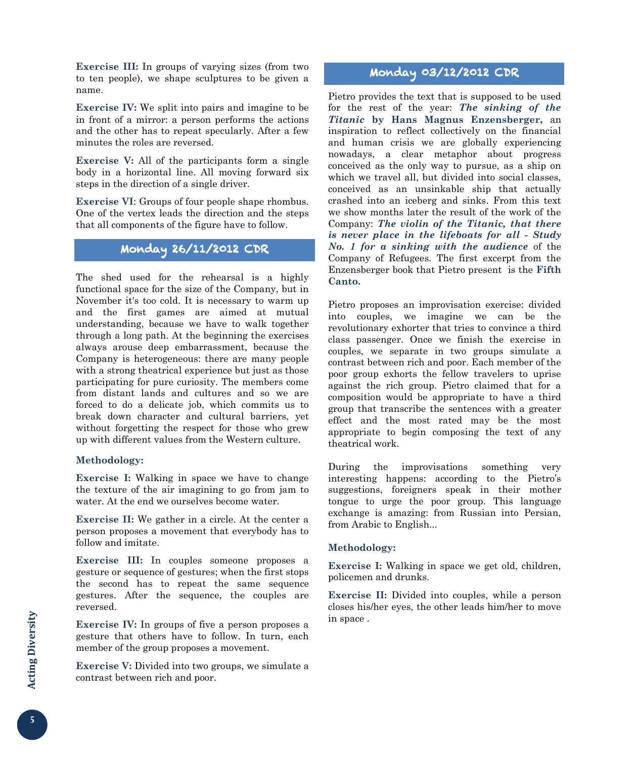**Exercise III:** In groups of varying sizes (from two to ten people), we shape sculptures to be given a name.

**Exercise IV:** We split into pairs and imagine to be in front of a mirror: a person performs the actions and the other has to repeat specularly. After a few minutes the roles are reversed.

**Exercise V:** All of the participants form a single body in a horizontal line. All moving forward six steps in the direction of a single driver.

**Exercise VI**: Groups of four people shape rhombus. One of the vertex leads the direction and the steps that all components of the figure have to follow.

## Monday 26/11/2012 CDR

The shed used for the rehearsal is a highly functional space for the size of the Company, but in November it's too cold. It is necessary to warm up and the first games are aimed at mutual understanding, because we have to walk together through a long path. At the beginning the exercises always arouse deep embarrassment, because the Company is heterogeneous: there are many people with a strong theatrical experience but just as those participating for pure curiosity. The members come from distant lands and cultures and so we are forced to do a delicate job, which commits us to break down character and cultural barriers, yet without forgetting the respect for those who grew up with different values from the Western culture.

**Methodology:**

**Exercise I:** Walking in space we have to change the texture of the air imagining to go from jam to water. At the end we ourselves become water.

**Exercise II:** We gather in a circle. At the center a person proposes a movement that everybody has to follow and imitate.

**Exercise III:** In couples someone proposes a gesture or sequence of gestures; when the first stops the second has to repeat the same sequence gestures. After the sequence, the couples are reversed.

**Exercise IV:** In groups of five a person proposes a gesture that others have to follow. In turn, each member of the group proposes a movement.

**Exercise V:** Divided into two groups, we simulate a contrast between rich and poor.

## Monday 03/12/2012 CDR

Pietro provides the text that is supposed to be used for the rest of the year: ***The sinking of the Titanic* by Hans Magnus Enzensberger,** an inspiration to reflect collectively on the financial and human crisis we are globally experiencing nowadays, a clear metaphor about progress conceived as the only way to pursue, as a ship on which we travel all, but divided into social classes, conceived as an unsinkable ship that actually crashed into an iceberg and sinks. From this text we show months later the result of the work of the Company: ***The violin of the Titanic, that there is never place in the lifeboats for all - Study No. 1 for a sinking with the audience*** of the Company of Refugees. The first excerpt from the Enzensberger book that Pietro present is the **Fifth Canto.**

Pietro proposes an improvisation exercise: divided into couples, we imagine we can be the revolutionary exhorter that tries to convince a third class passenger. Once we finish the exercise in couples, we separate in two groups simulate a contrast between rich and poor. Each member of the poor group exhorts the fellow travelers to uprise against the rich group. Pietro claimed that for a composition would be appropriate to have a third group that transcribe the sentences with a greater effect and the most rated may be the most appropriate to begin composing the text of any theatrical work.

During the improvisations something very interesting happens: according to the Pietro's suggestions, foreigners speak in their mother tongue to urge the poor group. This language exchange is amazing: from Russian into Persian, from Arabic to English...

**Methodology:**

**Exercise I:** Walking in space we get old, children, policemen and drunks.

**Exercise II:** Divided into couples, while a person closes his/her eyes, the other leads him/her to move in space .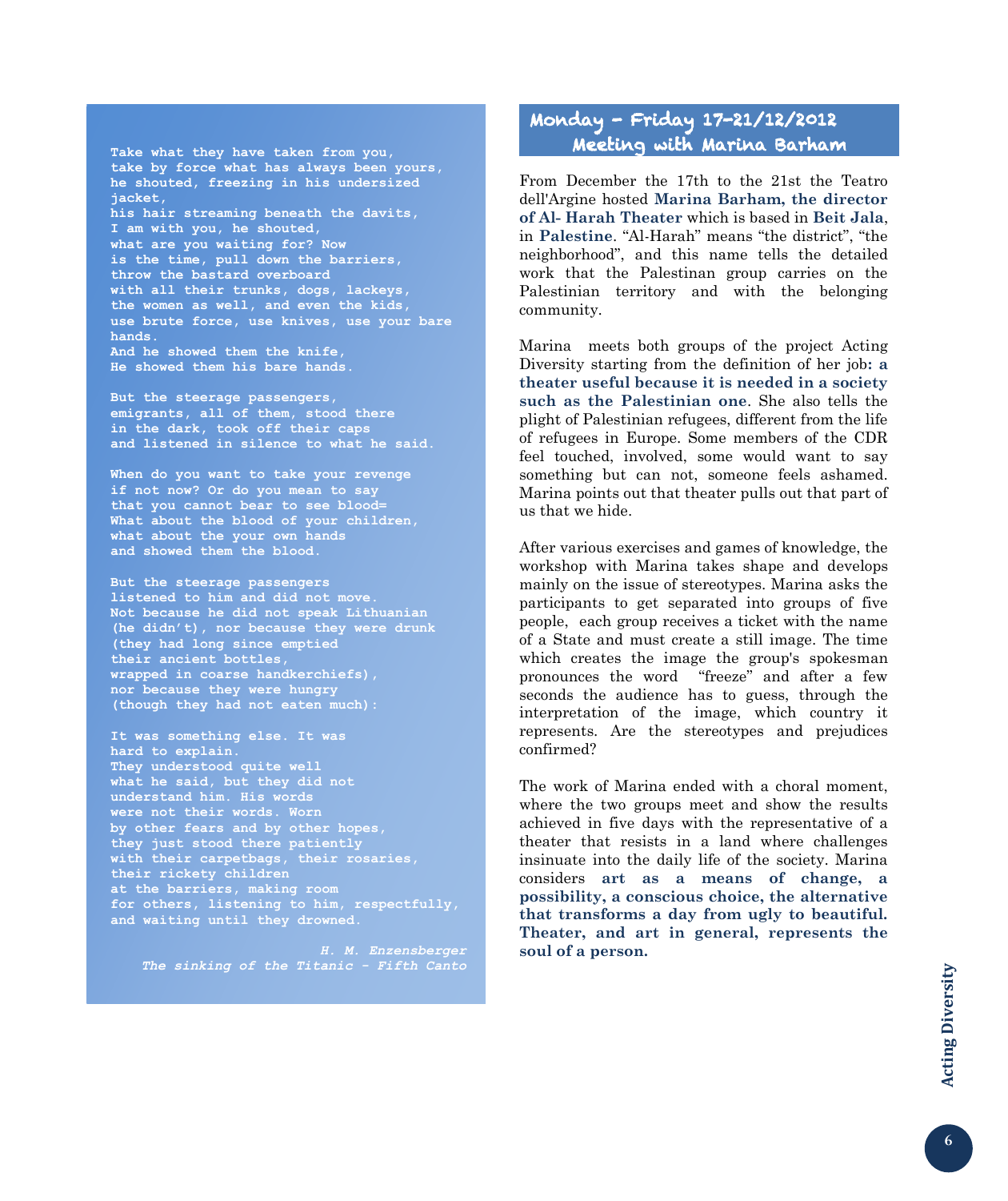**Take what they have taken from you,**
**take by force what has always been yours,**
**he shouted, freezing in his undersized jacket,**
**his hair streaming beneath the davits,**
**I am with you, he shouted,**
**what are you waiting for? Now**
**is the time, pull down the barriers,**
**throw the bastard overboard**
**with all their trunks, dogs, lackeys,**
**the women as well, and even the kids,**
**use brute force, use knives, use your bare hands.**
**And he showed them the knife,**
**He showed them his bare hands.**

**But the steerage passengers,**
**emigrants, all of them, stood there**
**in the dark, took off their caps**
**and listened in silence to what he said.**

**When do you want to take your revenge**
**if not now? Or do you mean to say**
**that you cannot bear to see blood=**
**What about the blood of your children,**
**what about the your own hands**
**and showed them the blood.**

**But the steerage passengers**
**listened to him and did not move.**
**Not because he did not speak Lithuanian**
**(he didn't), nor because they were drunk**
**(they had long since emptied**
**their ancient bottles,**
**wrapped in coarse handkerchiefs),**
**nor because they were hungry**
**(though they had not eaten much):**

**It was something else. It was**
**hard to explain.**
**They understood quite well**
**what he said, but they did not**
**understand him. His words**
**were not their words. Worn**
**by other fears and by other hopes,**
**they just stood there patiently**
**with their carpetbags, their rosaries,**
**their rickety children**
**at the barriers, making room**
**for others, listening to him, respectfully,**
**and waiting until they drowned.**

***H. M. Enzensberger***
***The sinking of the Titanic - Fifth Canto***

## Monday - Friday 17-21/12/2012
## Meeting with Marina Barham

From December the 17th to the 21st the Teatro dell'Argine hosted **Marina Barham, the director of Al- Harah Theater** which is based in **Beit Jala**, in **Palestine**. "Al-Harah" means "the district", "the neighborhood", and this name tells the detailed work that the Palestinan group carries on the Palestinian territory and with the belonging community.

Marina meets both groups of the project Acting Diversity starting from the definition of her job**: a theater useful because it is needed in a society such as the Palestinian one**. She also tells the plight of Palestinian refugees, different from the life of refugees in Europe. Some members of the CDR feel touched, involved, some would want to say something but can not, someone feels ashamed. Marina points out that theater pulls out that part of us that we hide.

After various exercises and games of knowledge, the workshop with Marina takes shape and develops mainly on the issue of stereotypes. Marina asks the participants to get separated into groups of five people, each group receives a ticket with the name of a State and must create a still image. The time which creates the image the group's spokesman pronounces the word "freeze" and after a few seconds the audience has to guess, through the interpretation of the image, which country it represents. Are the stereotypes and prejudices confirmed?

The work of Marina ended with a choral moment, where the two groups meet and show the results achieved in five days with the representative of a theater that resists in a land where challenges insinuate into the daily life of the society. Marina considers **art as a means of change, a possibility, a conscious choice, the alternative that transforms a day from ugly to beautiful. Theater, and art in general, represents the soul of a person.**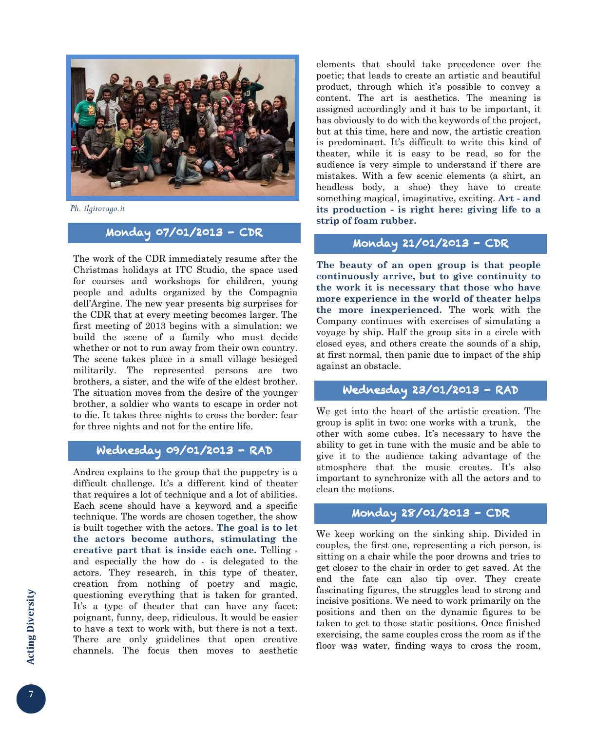Ph. ilgirovago.it

## Monday 07/01/2013 – CDR

The work of the CDR immediately resume after the Christmas holidays at ITC Studio, the space used for courses and workshops for children, young people and adults organized by the Compagnia dell'Argine. The new year presents big surprises for the CDR that at every meeting becomes larger. The first meeting of 2013 begins with a simulation: we build the scene of a family who must decide whether or not to run away from their own country. The scene takes place in a small village besieged militarily. The represented persons are two brothers, a sister, and the wife of the eldest brother. The situation moves from the desire of the younger brother, a soldier who wants to escape in order not to die. It takes three nights to cross the border: fear for three nights and not for the entire life.

## Wednesday 09/01/2013 – RAD

Andrea explains to the group that the puppetry is a difficult challenge. It's a different kind of theater that requires a lot of technique and a lot of abilities. Each scene should have a keyword and a specific technique. The words are chosen together, the show is built together with the actors. **The goal is to let the actors become authors, stimulating the creative part that is inside each one.** Telling - and especially the how do - is delegated to the actors. They research, in this type of theater, creation from nothing of poetry and magic, questioning everything that is taken for granted. It's a type of theater that can have any facet: poignant, funny, deep, ridiculous. It would be easier to have a text to work with, but there is not a text. There are only guidelines that open creative channels. The focus then moves to aesthetic elements that should take precedence over the poetic; that leads to create an artistic and beautiful product, through which it's possible to convey a content. The art is aesthetics. The meaning is assigned accordingly and it has to be important, it has obviously to do with the keywords of the project, but at this time, here and now, the artistic creation is predominant. It's difficult to write this kind of theater, while it is easy to be read, so for the audience is very simple to understand if there are mistakes. With a few scenic elements (a shirt, an headless body, a shoe) they have to create something magical, imaginative, exciting. **Art - and its production - is right here: giving life to a strip of foam rubber.**

## Monday 21/01/2013 – CDR

**The beauty of an open group is that people continuously arrive, but to give continuity to the work it is necessary that those who have more experience in the world of theater helps the more inexperienced.** The work with the Company continues with exercises of simulating a voyage by ship. Half the group sits in a circle with closed eyes, and others create the sounds of a ship, at first normal, then panic due to impact of the ship against an obstacle.

## Wednesday 23/01/2013 – RAD

We get into the heart of the artistic creation. The group is split in two: one works with a trunk, the other with some cubes. It's necessary to have the ability to get in tune with the music and be able to give it to the audience taking advantage of the atmosphere that the music creates. It's also important to synchronize with all the actors and to clean the motions.

## Monday 28/01/2013 – CDR

We keep working on the sinking ship. Divided in couples, the first one, representing a rich person, is sitting on a chair while the poor drowns and tries to get closer to the chair in order to get saved. At the end the fate can also tip over. They create fascinating figures, the struggles lead to strong and incisive positions. We need to work primarily on the positions and then on the dynamic figures to be taken to get to those static positions. Once finished exercising, the same couples cross the room as if the floor was water, finding ways to cross the room,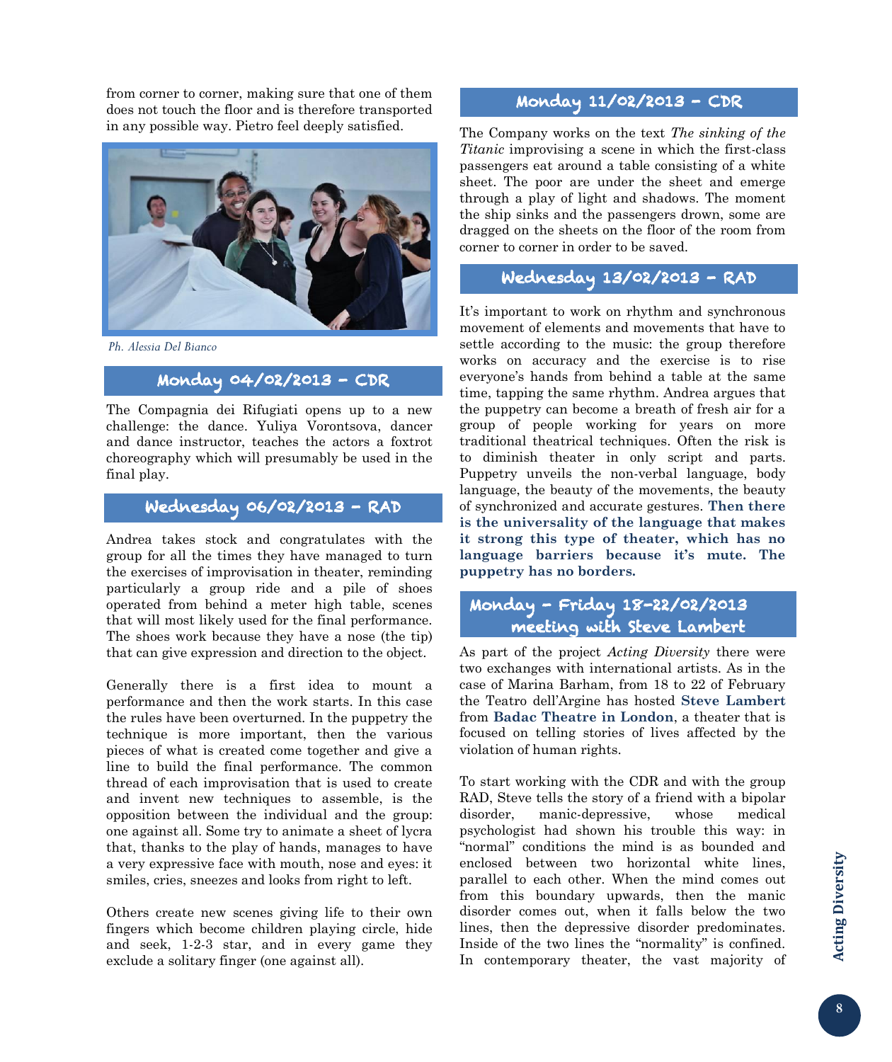from corner to corner, making sure that one of them does not touch the floor and is therefore transported in any possible way. Pietro feel deeply satisfied.

*Ph. Alessia Del Bianco*

## Monday 04/02/2013 – CDR

The Compagnia dei Rifugiati opens up to a new challenge: the dance. Yuliya Vorontsova, dancer and dance instructor, teaches the actors a foxtrot choreography which will presumably be used in the final play.

## Wednesday 06/02/2013 – RAD

Andrea takes stock and congratulates with the group for all the times they have managed to turn the exercises of improvisation in theater, reminding particularly a group ride and a pile of shoes operated from behind a meter high table, scenes that will most likely used for the final performance. The shoes work because they have a nose (the tip) that can give expression and direction to the object.

Generally there is a first idea to mount a performance and then the work starts. In this case the rules have been overturned. In the puppetry the technique is more important, then the various pieces of what is created come together and give a line to build the final performance. The common thread of each improvisation that is used to create and invent new techniques to assemble, is the opposition between the individual and the group: one against all. Some try to animate a sheet of lycra that, thanks to the play of hands, manages to have a very expressive face with mouth, nose and eyes: it smiles, cries, sneezes and looks from right to left.

Others create new scenes giving life to their own fingers which become children playing circle, hide and seek, 1-2-3 star, and in every game they exclude a solitary finger (one against all).

## Monday 11/02/2013 – CDR

The Company works on the text *The sinking of the Titanic* improvising a scene in which the first-class passengers eat around a table consisting of a white sheet. The poor are under the sheet and emerge through a play of light and shadows. The moment the ship sinks and the passengers drown, some are dragged on the sheets on the floor of the room from corner to corner in order to be saved.

## Wednesday 13/02/2013 – RAD

It's important to work on rhythm and synchronous movement of elements and movements that have to settle according to the music: the group therefore works on accuracy and the exercise is to rise everyone's hands from behind a table at the same time, tapping the same rhythm. Andrea argues that the puppetry can become a breath of fresh air for a group of people working for years on more traditional theatrical techniques. Often the risk is to diminish theater in only script and parts. Puppetry unveils the non-verbal language, body language, the beauty of the movements, the beauty of synchronized and accurate gestures. **Then there is the universality of the language that makes it strong this type of theater, which has no language barriers because it's mute. The puppetry has no borders.**

## Monday – Friday 18-22/02/2013 meeting with Steve Lambert

As part of the project *Acting Diversity* there were two exchanges with international artists. As in the case of Marina Barham, from 18 to 22 of February the Teatro dell'Argine has hosted **Steve Lambert** from **Badac Theatre in London**, a theater that is focused on telling stories of lives affected by the violation of human rights.

To start working with the CDR and with the group RAD, Steve tells the story of a friend with a bipolar disorder, manic-depressive, whose medical psychologist had shown his trouble this way: in "normal" conditions the mind is as bounded and enclosed between two horizontal white lines, parallel to each other. When the mind comes out from this boundary upwards, then the manic disorder comes out, when it falls below the two lines, then the depressive disorder predominates. Inside of the two lines the "normality" is confined. In contemporary theater, the vast majority of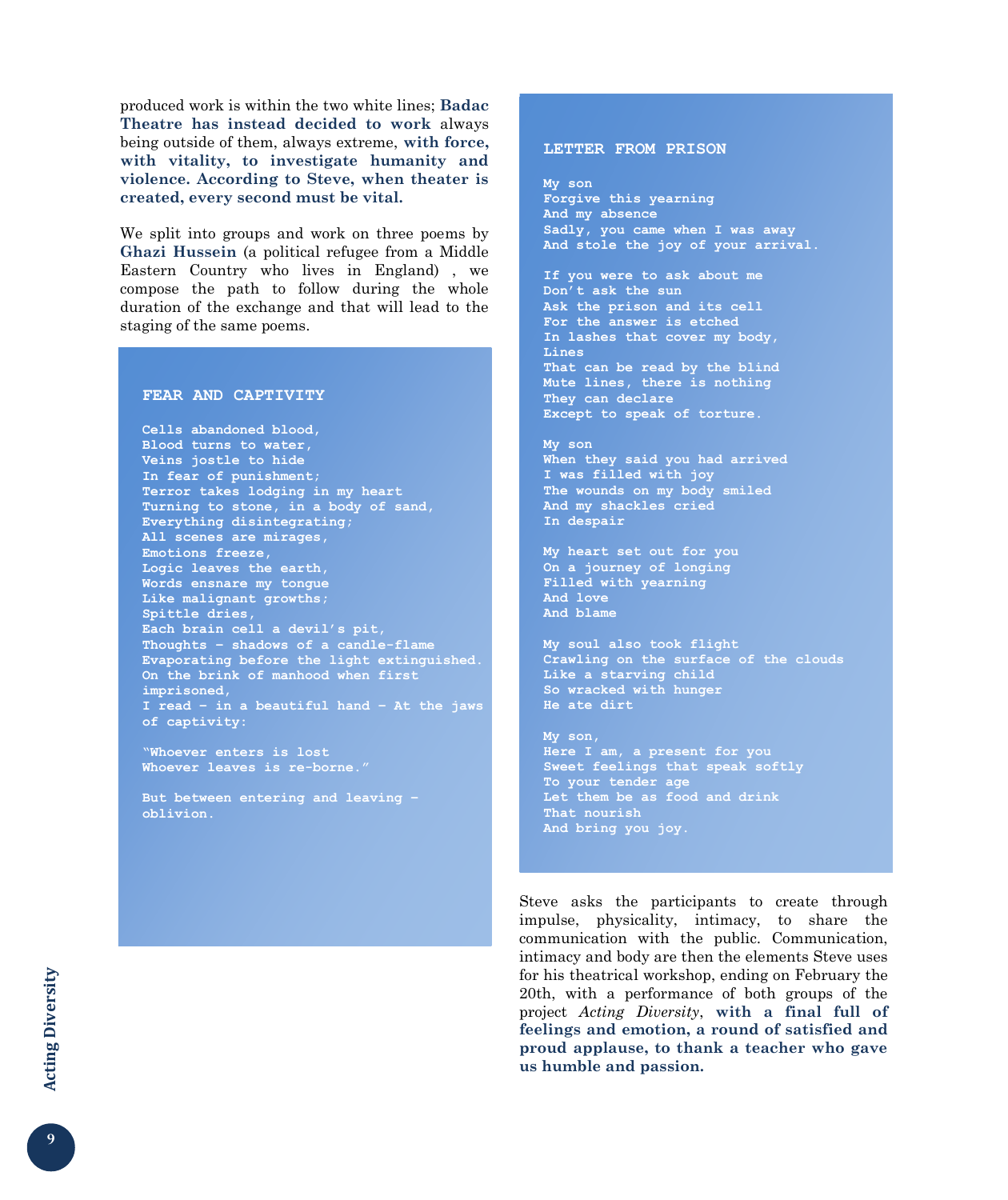produced work is within the two white lines; **Badac Theatre has instead decided to work** always being outside of them, always extreme, **with force, with vitality, to investigate humanity and violence. According to Steve, when theater is created, every second must be vital.**

We split into groups and work on three poems by **Ghazi Hussein** (a political refugee from a Middle Eastern Country who lives in England) , we compose the path to follow during the whole duration of the exchange and that will lead to the staging of the same poems.

### FEAR AND CAPTIVITY

Cells abandoned blood,
Blood turns to water,
Veins jostle to hide
In fear of punishment;
Terror takes lodging in my heart
Turning to stone, in a body of sand,
Everything disintegrating;
All scenes are mirages,
Emotions freeze,
Logic leaves the earth,
Words ensnare my tongue
Like malignant growths;
Spittle dries,
Each brain cell a devil's pit,
Thoughts – shadows of a candle-flame
Evaporating before the light extinguished.
On the brink of manhood when first imprisoned,
I read – in a beautiful hand – At the jaws of captivity:

"Whoever enters is lost
Whoever leaves is re-borne."

But between entering and leaving – oblivion.

### LETTER FROM PRISON

My son
Forgive this yearning
And my absence
Sadly, you came when I was away
And stole the joy of your arrival.

If you were to ask about me
Don't ask the sun
Ask the prison and its cell
For the answer is etched
In lashes that cover my body,
Lines
That can be read by the blind
Mute lines, there is nothing
They can declare
Except to speak of torture.

My son
When they said you had arrived
I was filled with joy
The wounds on my body smiled
And my shackles cried
In despair

My heart set out for you
On a journey of longing
Filled with yearning
And love
And blame

My soul also took flight
Crawling on the surface of the clouds
Like a starving child
So wracked with hunger
He ate dirt

My son,
Here I am, a present for you
Sweet feelings that speak softly
To your tender age
Let them be as food and drink
That nourish
And bring you joy.

Steve asks the participants to create through impulse, physicality, intimacy, to share the communication with the public. Communication, intimacy and body are then the elements Steve uses for his theatrical workshop, ending on February the 20th, with a performance of both groups of the project *Acting Diversity*, **with a final full of feelings and emotion, a round of satisfied and proud applause, to thank a teacher who gave us humble and passion.**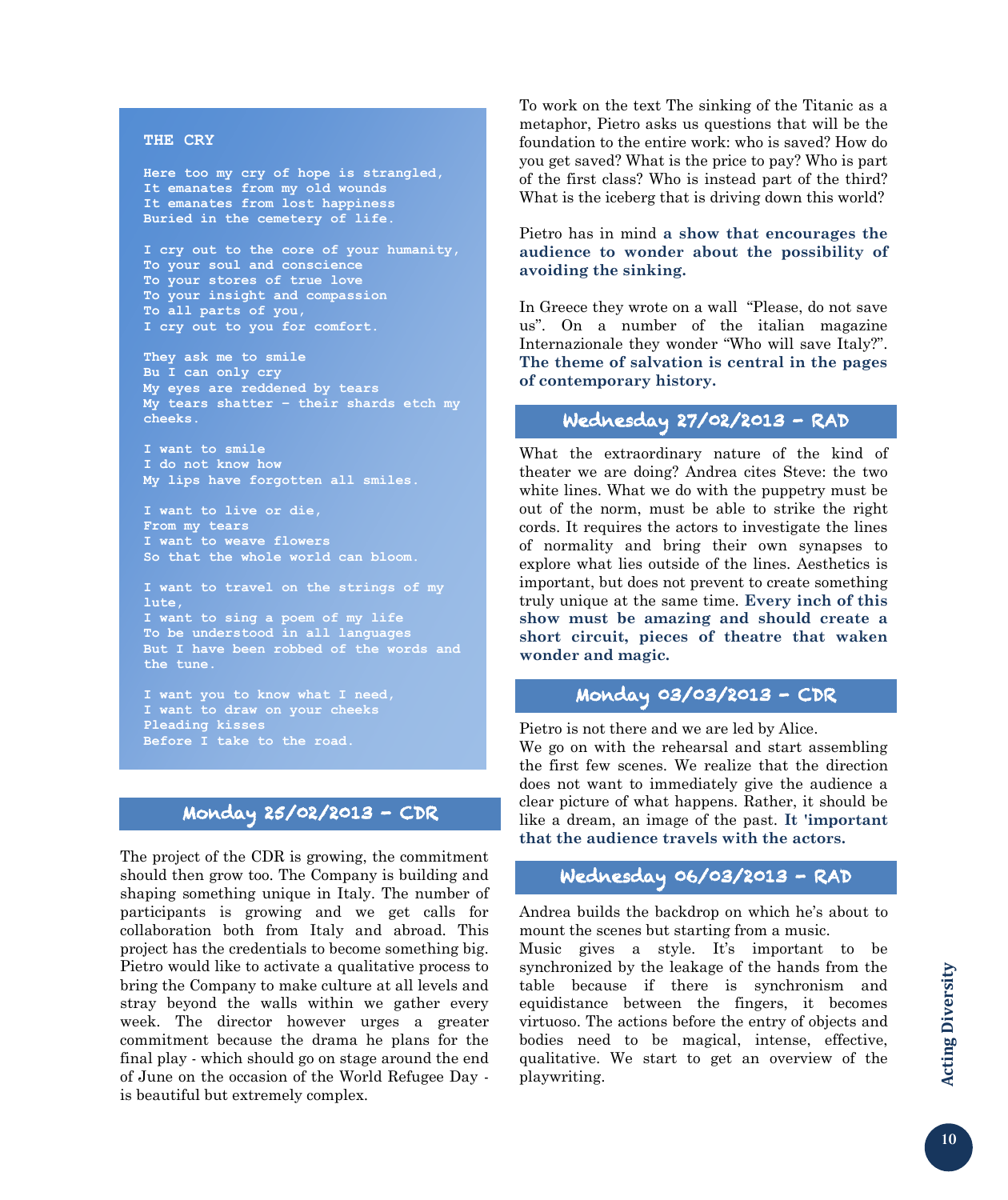### THE CRY

Here too my cry of hope is strangled,
It emanates from my old wounds
It emanates from lost happiness
Buried in the cemetery of life.

I cry out to the core of your humanity,
To your soul and conscience
To your stores of true love
To your insight and compassion
To all parts of you,
I cry out to you for comfort.

They ask me to smile
Bu I can only cry
My eyes are reddened by tears
My tears shatter – their shards etch my cheeks.

I want to smile
I do not know how
My lips have forgotten all smiles.

I want to live or die,
From my tears
I want to weave flowers
So that the whole world can bloom.

I want to travel on the strings of my lute,
I want to sing a poem of my life
To be understood in all languages
But I have been robbed of the words and the tune.

I want you to know what I need,
I want to draw on your cheeks
Pleading kisses
Before I take to the road.

## Monday 25/02/2013 – CDR

The project of the CDR is growing, the commitment should then grow too. The Company is building and shaping something unique in Italy. The number of participants is growing and we get calls for collaboration both from Italy and abroad. This project has the credentials to become something big. Pietro would like to activate a qualitative process to bring the Company to make culture at all levels and stray beyond the walls within we gather every week. The director however urges a greater commitment because the drama he plans for the final play - which should go on stage around the end of June on the occasion of the World Refugee Day - is beautiful but extremely complex.

To work on the text The sinking of the Titanic as a metaphor, Pietro asks us questions that will be the foundation to the entire work: who is saved? How do you get saved? What is the price to pay? Who is part of the first class? Who is instead part of the third? What is the iceberg that is driving down this world?

Pietro has in mind **a show that encourages the audience to wonder about the possibility of avoiding the sinking.**

In Greece they wrote on a wall "Please, do not save us". On a number of the italian magazine Internazionale they wonder "Who will save Italy?". **The theme of salvation is central in the pages of contemporary history.**

## Wednesday 27/02/2013 – RAD

What the extraordinary nature of the kind of theater we are doing? Andrea cites Steve: the two white lines. What we do with the puppetry must be out of the norm, must be able to strike the right cords. It requires the actors to investigate the lines of normality and bring their own synapses to explore what lies outside of the lines. Aesthetics is important, but does not prevent to create something truly unique at the same time. **Every inch of this show must be amazing and should create a short circuit, pieces of theatre that waken wonder and magic.**

## Monday 03/03/2013 – CDR

Pietro is not there and we are led by Alice.
We go on with the rehearsal and start assembling the first few scenes. We realize that the direction does not want to immediately give the audience a clear picture of what happens. Rather, it should be like a dream, an image of the past. **It 'important that the audience travels with the actors.**

## Wednesday 06/03/2013 – RAD

Andrea builds the backdrop on which he's about to mount the scenes but starting from a music.
Music gives a style. It's important to be synchronized by the leakage of the hands from the table because if there is synchronism and equidistance between the fingers, it becomes virtuoso. The actions before the entry of objects and bodies need to be magical, intense, effective, qualitative. We start to get an overview of the playwriting.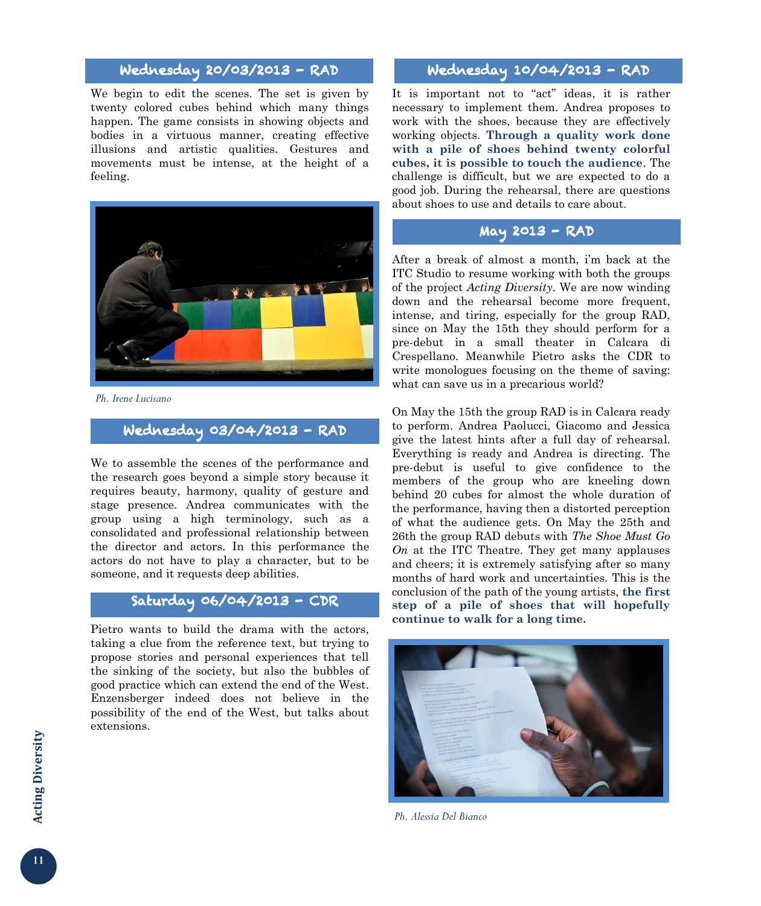## Wednesday 20/03/2013 - RAD

We begin to edit the scenes. The set is given by twenty colored cubes behind which many things happen. The game consists in showing objects and bodies in a virtuous manner, creating effective illusions and artistic qualities. Gestures and movements must be intense, at the height of a feeling.

*Ph. Irene Lucisano*

## Wednesday 03/04/2013 - RAD

We to assemble the scenes of the performance and the research goes beyond a simple story because it requires beauty, harmony, quality of gesture and stage presence. Andrea communicates with the group using a high terminology, such as a consolidated and professional relationship between the director and actors. In this performance the actors do not have to play a character, but to be someone, and it requests deep abilities.

## Saturday 06/04/2013 - CDR

Pietro wants to build the drama with the actors, taking a clue from the reference text, but trying to propose stories and personal experiences that tell the sinking of the society, but also the bubbles of good practice which can extend the end of the West. Enzensberger indeed does not believe in the possibility of the end of the West, but talks about extensions.

## Wednesday 10/04/2013 - RAD

It is important not to "act" ideas, it is rather necessary to implement them. Andrea proposes to work with the shoes, because they are effectively working objects. **Through a quality work done with a pile of shoes behind twenty colorful cubes, it is possible to touch the audience.** The challenge is difficult, but we are expected to do a good job. During the rehearsal, there are questions about shoes to use and details to care about.

## May 2013 - RAD

After a break of almost a month, i'm back at the ITC Studio to resume working with both the groups of the project *Acting Diversity*. We are now winding down and the rehearsal become more frequent, intense, and tiring, especially for the group RAD, since on May the 15th they should perform for a pre-debut in a small theater in Calcara di Crespellano. Meanwhile Pietro asks the CDR to write monologues focusing on the theme of saving: what can save us in a precarious world?

On May the 15th the group RAD is in Calcara ready to perform. Andrea Paolucci, Giacomo and Jessica give the latest hints after a full day of rehearsal. Everything is ready and Andrea is directing. The pre-debut is useful to give confidence to the members of the group who are kneeling down behind 20 cubes for almost the whole duration of the performance, having then a distorted perception of what the audience gets. On May the 25th and 26th the group RAD debuts with *The Shoe Must Go On* at the ITC Theatre. They get many applauses and cheers; it is extremely satisfying after so many months of hard work and uncertainties. This is the conclusion of the path of the young artists, **the first step of a pile of shoes that will hopefully continue to walk for a long time.**

*Ph. Alessia Del Bianco*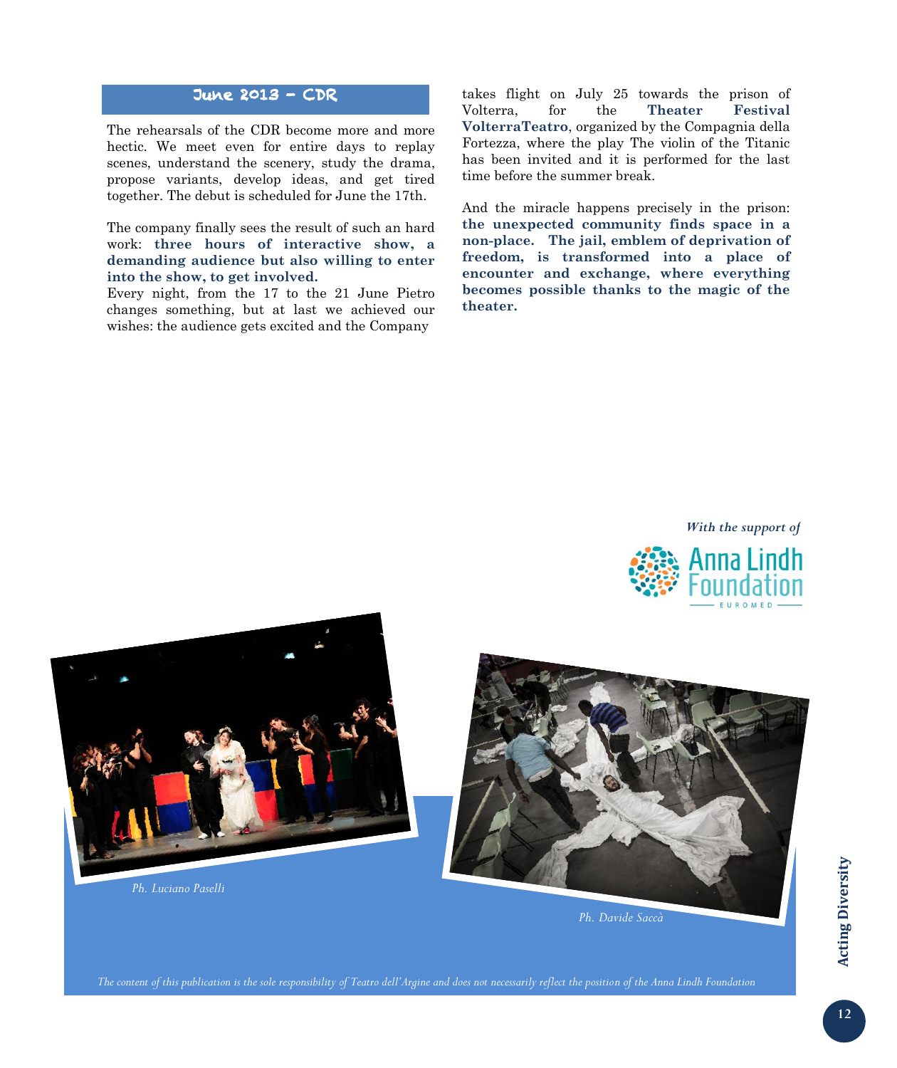## June 2013 – CDR

The rehearsals of the CDR become more and more hectic. We meet even for entire days to replay scenes, understand the scenery, study the drama, propose variants, develop ideas, and get tired together. The debut is scheduled for June the 17th.

The company finally sees the result of such an hard work: **three hours of interactive show, a demanding audience but also willing to enter into the show, to get involved.**
Every night, from the 17 to the 21 June Pietro changes something, but at last we achieved our wishes: the audience gets excited and the Company takes flight on July 25 towards the prison of Volterra, for the **Theater Festival VolterraTeatro**, organized by the Compagnia della Fortezza, where the play The violin of the Titanic has been invited and it is performed for the last time before the summer break.

And the miracle happens precisely in the prison: **the unexpected community finds space in a non-place. The jail, emblem of deprivation of freedom, is transformed into a place of encounter and exchange, where everything becomes possible thanks to the magic of the theater.**

*With the support of*

Anna Lindh Foundation
EUROMED

*Ph. Luciano Paselli*

*Ph. Davide Saccà*

*The content of this publication is the sole responsibility of Teatro dell'Argine and does not necessarily reflect the position of the Anna Lindh Foundation*